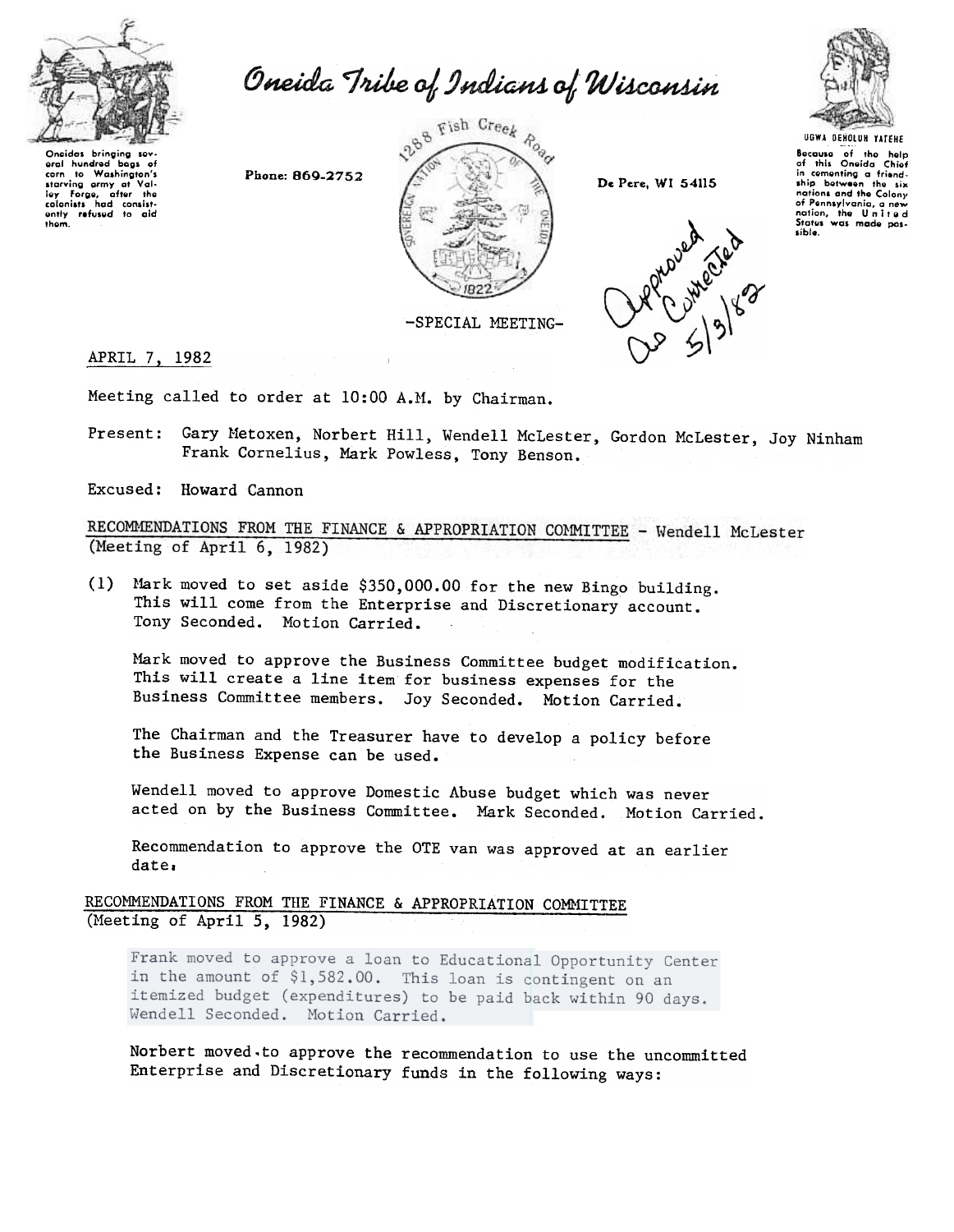# Oneida Tribe of Indians of Wisconsin

Oneidas bringing several hundred bags of corn to Washington's starving army at Valley Forge, after the colonists had consistently refused to aid them.

Phone: 869-2752

1288 Fish Creek Road

De Pere, WI 54115

UGWA DEHOLUH YATEHE

Because of the help of this Oneida Chief in cementing a friendship between the six nations and the Colony of Pennsylvania, a new nation, the United States was made possible.

Approved As Corrected 5/5/82

-SPECIAL MEETING-

APRIL 7, 1982

Meeting called to order at 10:00 A.M. by Chairman.

Present: Gary Metoxen, Norbert Hill, Wendell McLester, Gordon McLester, Joy Ninham Frank Cornelius, Mark Powless, Tony Benson.

Excused: Howard Cannon

RECOMMENDATIONS FROM THE FINANCE & APPROPRIATION COMMITTEE - Wendell McLester (Meeting of April 6, 1982)

(1) Mark moved to set aside $350,000.00 for the new Bingo building. This will come from the Enterprise and Discretionary account. Tony Seconded. Motion Carried.

Mark moved to approve the Business Committee budget modification. This will create a line item for business expenses for the Business Committee members. Joy Seconded. Motion Carried.

The Chairman and the Treasurer have to develop a policy before the Business Expense can be used.

Wendell moved to approve Domestic Abuse budget which was never acted on by the Business Committee. Mark Seconded. Motion Carried.

Recommendation to approve the OTE van was approved at an earlier date.

RECOMMENDATIONS FROM THE FINANCE & APPROPRIATION COMMITTEE (Meeting of April 5, 1982)

Frank moved to approve a loan to Educational Opportunity Center in the amount of $1,582.00. This loan is contingent on an itemized budget (expenditures) to be paid back within 90 days. Wendell Seconded. Motion Carried.

Norbert moved to approve the recommendation to use the uncommitted Enterprise and Discretionary funds in the following ways: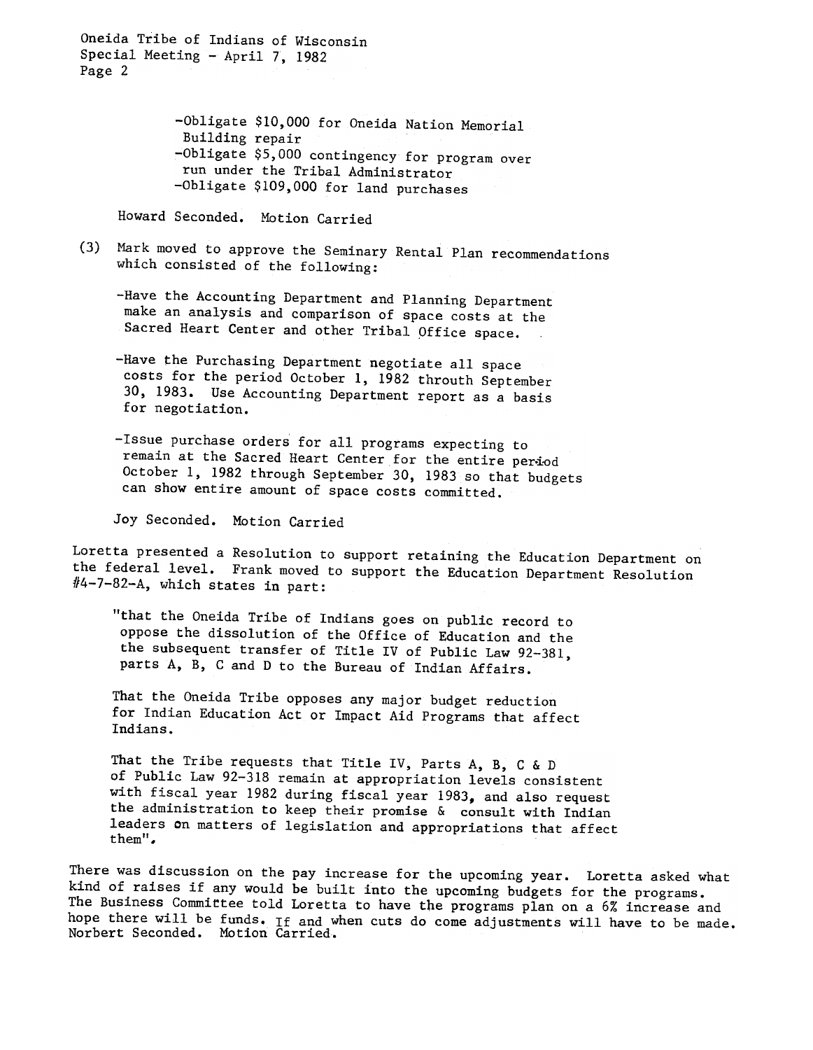-Obligate $10,000 for Oneida Nation Memorial Building repair
-Obligate $5,000 contingency for program over run under the Tribal Administrator
-Obligate $109,000 for land purchases

Howard Seconded. Motion Carried

(3) Mark moved to approve the Seminary Rental Plan recommendations which consisted of the following:

-Have the Accounting Department and Planning Department make an analysis and comparison of space costs at the Sacred Heart Center and other Tribal Office space.

-Have the Purchasing Department negotiate all space costs for the period October 1, 1982 throuth September 30, 1983. Use Accounting Department report as a basis for negotiation.

-Issue purchase orders for all programs expecting to remain at the Sacred Heart Center for the entire period October 1, 1982 through September 30, 1983 so that budgets can show entire amount of space costs committed.

Joy Seconded. Motion Carried

Loretta presented a Resolution to support retaining the Education Department on the federal level. Frank moved to support the Education Department Resolution #4-7-82-A, which states in part:

"that the Oneida Tribe of Indians goes on public record to oppose the dissolution of the Office of Education and the the subsequent transfer of Title IV of Public Law 92-381, parts A, B, C and D to the Bureau of Indian Affairs.

That the Oneida Tribe opposes any major budget reduction for Indian Education Act or Impact Aid Programs that affect Indians.

That the Tribe requests that Title IV, Parts A, B, C & D of Public Law 92-318 remain at appropriation levels consistent with fiscal year 1982 during fiscal year 1983, and also request the administration to keep their promise & consult with Indian leaders on matters of legislation and appropriations that affect them".

There was discussion on the pay increase for the upcoming year. Loretta asked what kind of raises if any would be built into the upcoming budgets for the programs. The Business Committee told Loretta to have the programs plan on a 6% increase and hope there will be funds. If and when cuts do come adjustments will have to be made. Norbert Seconded. Motion Carried.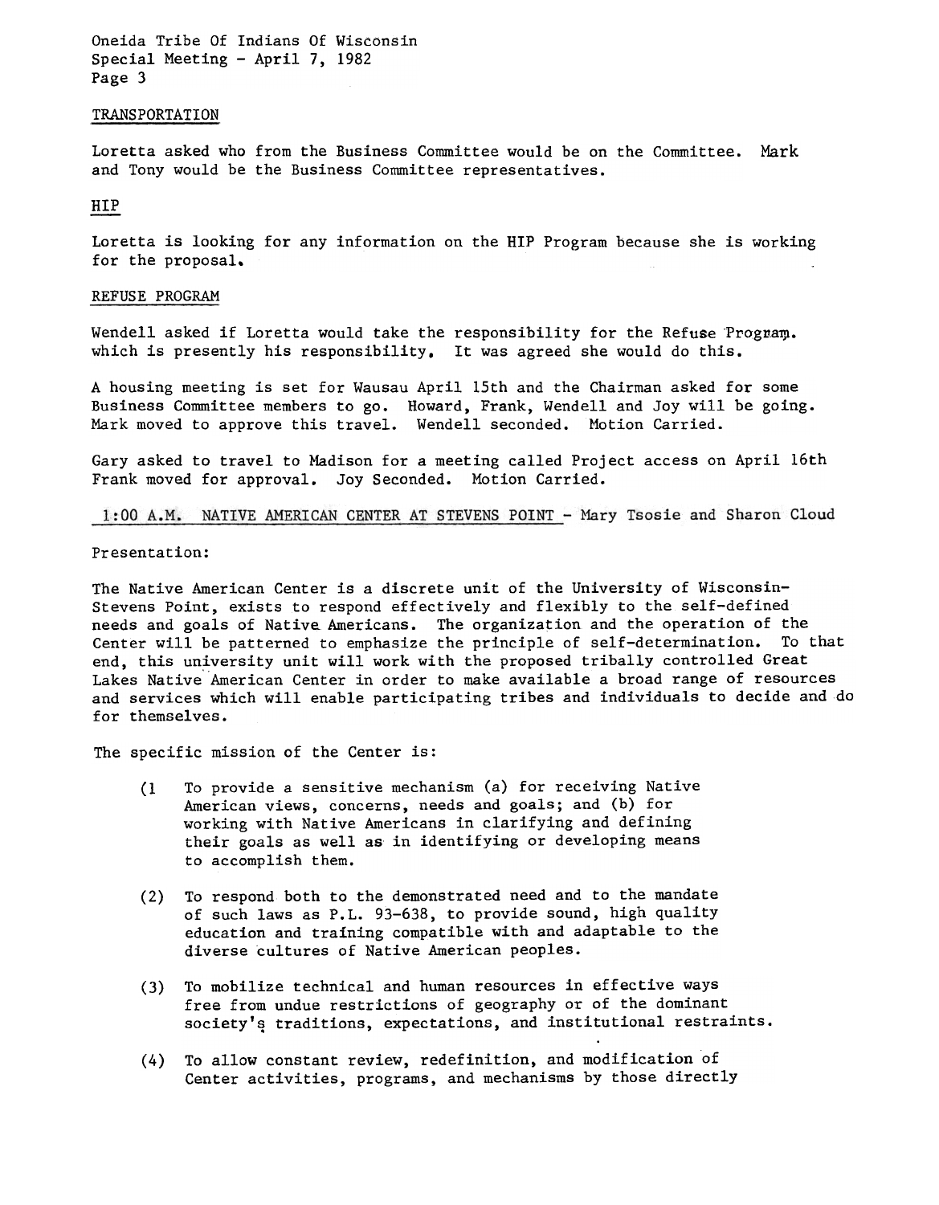TRANSPORTATION

Loretta asked who from the Business Committee would be on the Committee. Mark and Tony would be the Business Committee representatives.

HIP

Loretta is looking for any information on the HIP Program because she is working for the proposal.

REFUSE PROGRAM

Wendell asked if Loretta would take the responsibility for the Refuse Program. which is presently his responsibility. It was agreed she would do this.

A housing meeting is set for Wausau April 15th and the Chairman asked for some Business Committee members to go. Howard, Frank, Wendell and Joy will be going. Mark moved to approve this travel. Wendell seconded. Motion Carried.

Gary asked to travel to Madison for a meeting called Project access on April 16th Frank moved for approval. Joy Seconded. Motion Carried.

1:00 A.M. NATIVE AMERICAN CENTER AT STEVENS POINT - Mary Tsosie and Sharon Cloud

Presentation:

The Native American Center is a discrete unit of the University of Wisconsin-Stevens Point, exists to respond effectively and flexibly to the self-defined needs and goals of Native Americans. The organization and the operation of the Center will be patterned to emphasize the principle of self-determination. To that end, this university unit will work with the proposed tribally controlled Great Lakes Native American Center in order to make available a broad range of resources and services which will enable participating tribes and individuals to decide and do for themselves.

The specific mission of the Center is:

(1 To provide a sensitive mechanism (a) for receiving Native American views, concerns, needs and goals; and (b) for working with Native Americans in clarifying and defining their goals as well as in identifying or developing means to accomplish them.

(2) To respond both to the demonstrated need and to the mandate of such laws as P.L. 93-638, to provide sound, high quality education and training compatible with and adaptable to the diverse cultures of Native American peoples.

(3) To mobilize technical and human resources in effective ways free from undue restrictions of geography or of the dominant society's traditions, expectations, and institutional restraints.

(4) To allow constant review, redefinition, and modification of Center activities, programs, and mechanisms by those directly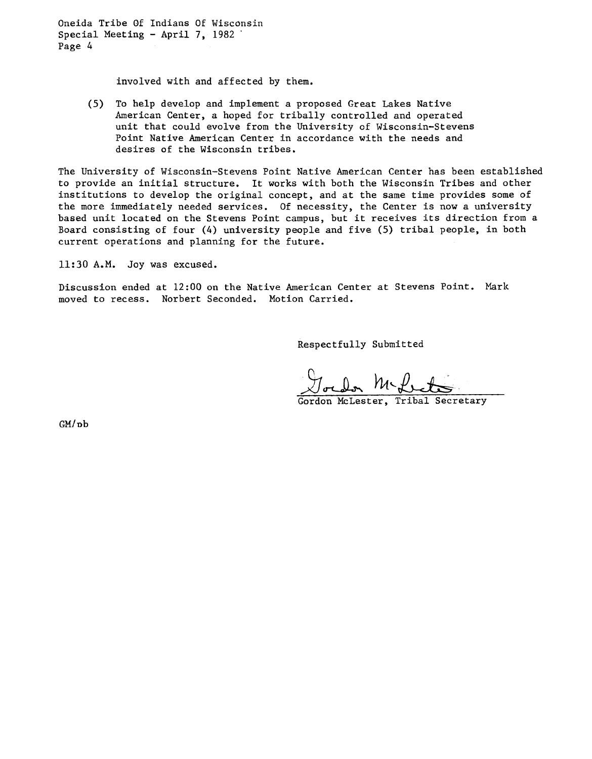involved with and affected by them.

(5) To help develop and implement a proposed Great Lakes Native American Center, a hoped for tribally controlled and operated unit that could evolve from the University of Wisconsin-Stevens Point Native American Center in accordance with the needs and desires of the Wisconsin tribes.

The University of Wisconsin-Stevens Point Native American Center has been established to provide an initial structure. It works with both the Wisconsin Tribes and other institutions to develop the original concept, and at the same time provides some of the more immediately needed services. Of necessity, the Center is now a university based unit located on the Stevens Point campus, but it receives its direction from a Board consisting of four (4) university people and five (5) tribal people, in both current operations and planning for the future.

11:30 A.M. Joy was excused.

Discussion ended at 12:00 on the Native American Center at Stevens Point. Mark moved to recess. Norbert Seconded. Motion Carried.

Respectfully Submitted

Gordon McLester, Tribal Secretary

GM/pb